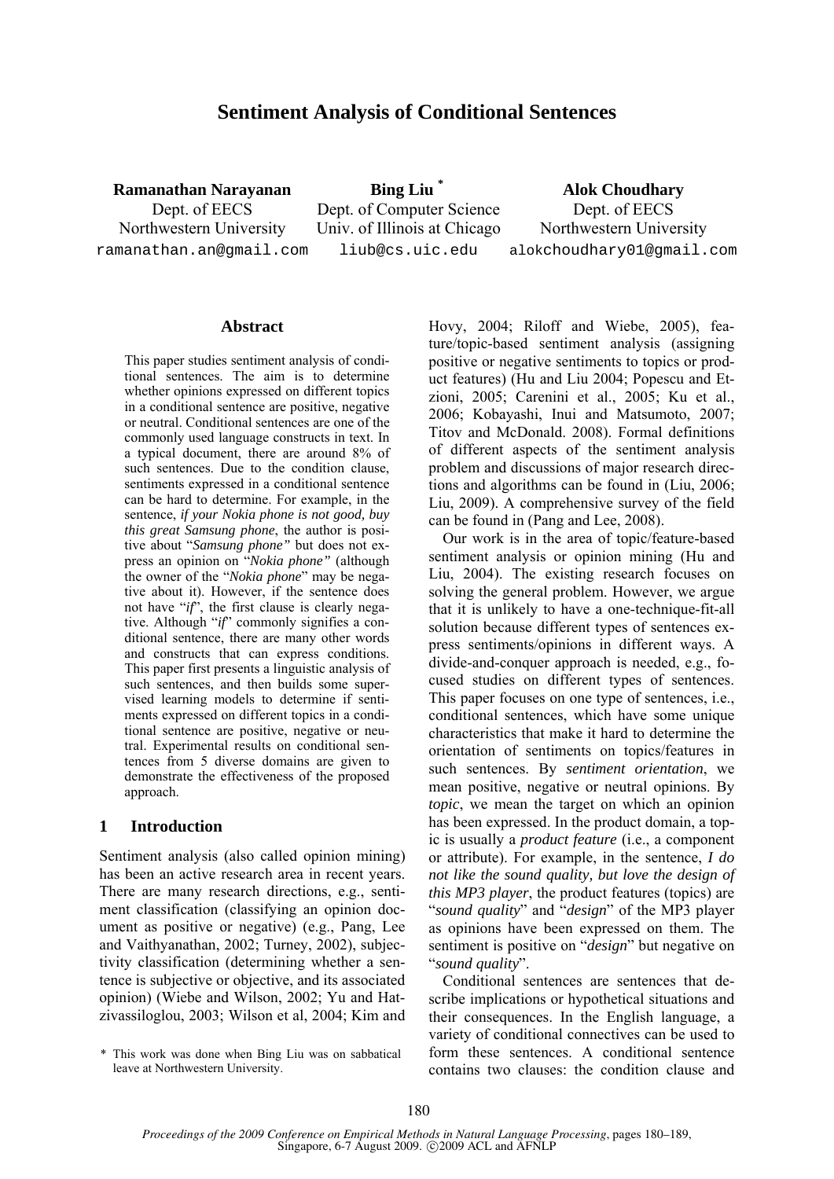# Sentiment Analysis of Conditional Sentences

**Ramanathan Narayanan**
Dept. of EECS
Northwestern University
ramanathan.an@gmail.com

**Bing Liu** [*]
Dept. of Computer Science
Univ. of Illinois at Chicago
liub@cs.uic.edu

**Alok Choudhary**
Dept. of EECS
Northwestern University
alokchoudhary01@gmail.com

## Abstract

This paper studies sentiment analysis of conditional sentences. The aim is to determine whether opinions expressed on different topics in a conditional sentence are positive, negative or neutral. Conditional sentences are one of the commonly used language constructs in text. In a typical document, there are around 8% of such sentences. Due to the condition clause, sentiments expressed in a conditional sentence can be hard to determine. For example, in the sentence, *if your Nokia phone is not good, buy this great Samsung phone*, the author is positive about "*Samsung phone"* but does not express an opinion on "*Nokia phone"* (although the owner of the "*Nokia phone*" may be negative about it). However, if the sentence does not have "*if*", the first clause is clearly negative. Although "*if*" commonly signifies a conditional sentence, there are many other words and constructs that can express conditions. This paper first presents a linguistic analysis of such sentences, and then builds some supervised learning models to determine if sentiments expressed on different topics in a conditional sentence are positive, negative or neutral. Experimental results on conditional sentences from 5 diverse domains are given to demonstrate the effectiveness of the proposed approach.

## 1 Introduction

Sentiment analysis (also called opinion mining) has been an active research area in recent years. There are many research directions, e.g., sentiment classification (classifying an opinion document as positive or negative) (e.g., Pang, Lee and Vaithyanathan, 2002; Turney, 2002), subjectivity classification (determining whether a sentence is subjective or objective, and its associated opinion) (Wiebe and Wilson, 2002; Yu and Hatzivassiloglou, 2003; Wilson et al, 2004; Kim and Hovy, 2004; Riloff and Wiebe, 2005), feature/topic-based sentiment analysis (assigning positive or negative sentiments to topics or product features) (Hu and Liu 2004; Popescu and Etzioni, 2005; Carenini et al., 2005; Ku et al., 2006; Kobayashi, Inui and Matsumoto, 2007; Titov and McDonald. 2008). Formal definitions of different aspects of the sentiment analysis problem and discussions of major research directions and algorithms can be found in (Liu, 2006; Liu, 2009). A comprehensive survey of the field can be found in (Pang and Lee, 2008).

Our work is in the area of topic/feature-based sentiment analysis or opinion mining (Hu and Liu, 2004). The existing research focuses on solving the general problem. However, we argue that it is unlikely to have a one-technique-fit-all solution because different types of sentences express sentiments/opinions in different ways. A divide-and-conquer approach is needed, e.g., focused studies on different types of sentences. This paper focuses on one type of sentences, i.e., conditional sentences, which have some unique characteristics that make it hard to determine the orientation of sentiments on topics/features in such sentences. By *sentiment orientation*, we mean positive, negative or neutral opinions. By *topic*, we mean the target on which an opinion has been expressed. In the product domain, a topic is usually a *product feature* (i.e., a component or attribute). For example, in the sentence, *I do not like the sound quality, but love the design of this MP3 player*, the product features (topics) are "*sound quality*" and "*design*" of the MP3 player as opinions have been expressed on them. The sentiment is positive on "*design*" but negative on "*sound quality*".

Conditional sentences are sentences that describe implications or hypothetical situations and their consequences. In the English language, a variety of conditional connectives can be used to form these sentences. A conditional sentence contains two clauses: the condition clause and

[*] This work was done when Bing Liu was on sabbatical leave at Northwestern University.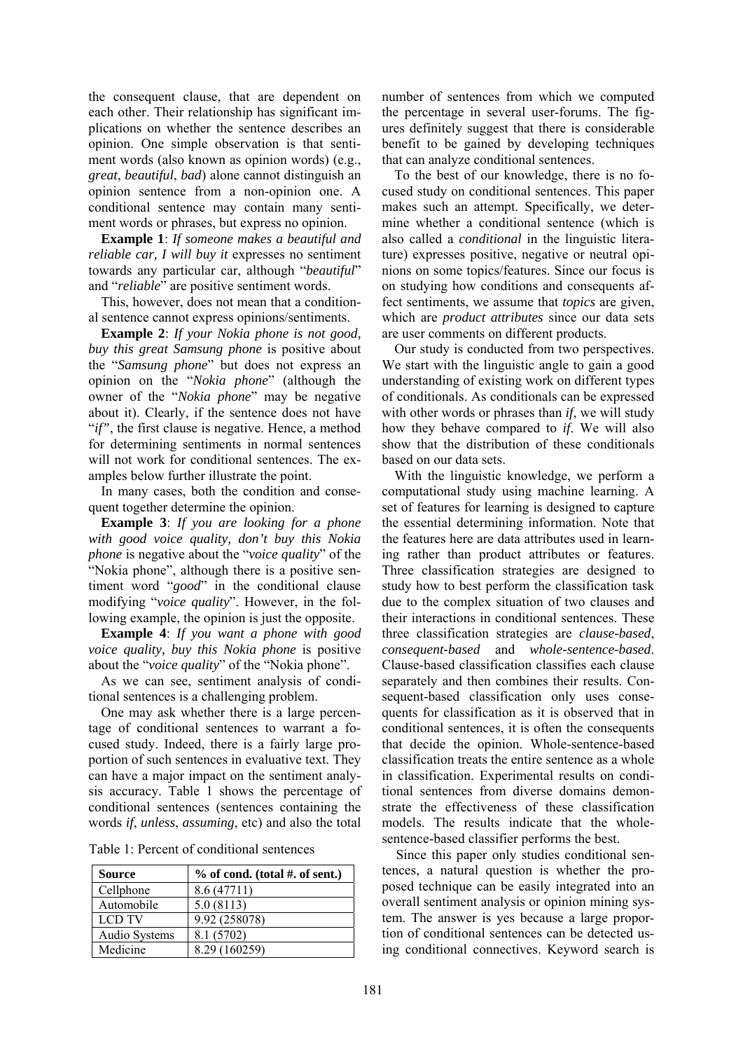the consequent clause, that are dependent on each other. Their relationship has significant implications on whether the sentence describes an opinion. One simple observation is that sentiment words (also known as opinion words) (e.g., *great*, *beautiful*, *bad*) alone cannot distinguish an opinion sentence from a non-opinion one. A conditional sentence may contain many sentiment words or phrases, but express no opinion.

**Example 1**: *If someone makes a beautiful and reliable car, I will buy it* expresses no sentiment towards any particular car, although "*beautiful*" and "*reliable*" are positive sentiment words.

This, however, does not mean that a conditional sentence cannot express opinions/sentiments.

**Example 2**: *If your Nokia phone is not good, buy this great Samsung phone* is positive about the "*Samsung phone*" but does not express an opinion on the "*Nokia phone*" (although the owner of the "*Nokia phone*" may be negative about it). Clearly, if the sentence does not have "*if*", the first clause is negative. Hence, a method for determining sentiments in normal sentences will not work for conditional sentences. The examples below further illustrate the point.

In many cases, both the condition and consequent together determine the opinion.

**Example 3**: *If you are looking for a phone with good voice quality, don't buy this Nokia phone* is negative about the "*voice quality*" of the "Nokia phone", although there is a positive sentiment word "*good*" in the conditional clause modifying "*voice quality*". However, in the following example, the opinion is just the opposite.

**Example 4**: *If you want a phone with good voice quality, buy this Nokia phone* is positive about the "*voice quality*" of the "Nokia phone".

As we can see, sentiment analysis of conditional sentences is a challenging problem.

One may ask whether there is a large percentage of conditional sentences to warrant a focused study. Indeed, there is a fairly large proportion of such sentences in evaluative text. They can have a major impact on the sentiment analysis accuracy. Table 1 shows the percentage of conditional sentences (sentences containing the words *if*, *unless*, *assuming*, etc) and also the total number of sentences from which we computed the percentage in several user-forums. The figures definitely suggest that there is considerable benefit to be gained by developing techniques that can analyze conditional sentences.

Table 1: Percent of conditional sentences

| Source | % of cond. (total #. of sent.) |
|---|---|
| Cellphone | 8.6 (47711) |
| Automobile | 5.0 (8113) |
| LCD TV | 9.92 (258078) |
| Audio Systems | 8.1 (5702) |
| Medicine | 8.29 (160259) |

To the best of our knowledge, there is no focused study on conditional sentences. This paper makes such an attempt. Specifically, we determine whether a conditional sentence (which is also called a *conditional* in the linguistic literature) expresses positive, negative or neutral opinions on some topics/features. Since our focus is on studying how conditions and consequents affect sentiments, we assume that *topics* are given, which are *product attributes* since our data sets are user comments on different products.

Our study is conducted from two perspectives. We start with the linguistic angle to gain a good understanding of existing work on different types of conditionals. As conditionals can be expressed with other words or phrases than *if*, we will study how they behave compared to *if*. We will also show that the distribution of these conditionals based on our data sets.

With the linguistic knowledge, we perform a computational study using machine learning. A set of features for learning is designed to capture the essential determining information. Note that the features here are data attributes used in learning rather than product attributes or features. Three classification strategies are designed to study how to best perform the classification task due to the complex situation of two clauses and their interactions in conditional sentences. These three classification strategies are *clause-based*, *consequent-based* and *whole-sentence-based*. Clause-based classification classifies each clause separately and then combines their results. Consequent-based classification only uses consequents for classification as it is observed that in conditional sentences, it is often the consequents that decide the opinion. Whole-sentence-based classification treats the entire sentence as a whole in classification. Experimental results on conditional sentences from diverse domains demonstrate the effectiveness of these classification models. The results indicate that the whole-sentence-based classifier performs the best.

Since this paper only studies conditional sentences, a natural question is whether the proposed technique can be easily integrated into an overall sentiment analysis or opinion mining system. The answer is yes because a large proportion of conditional sentences can be detected using conditional connectives. Keyword search is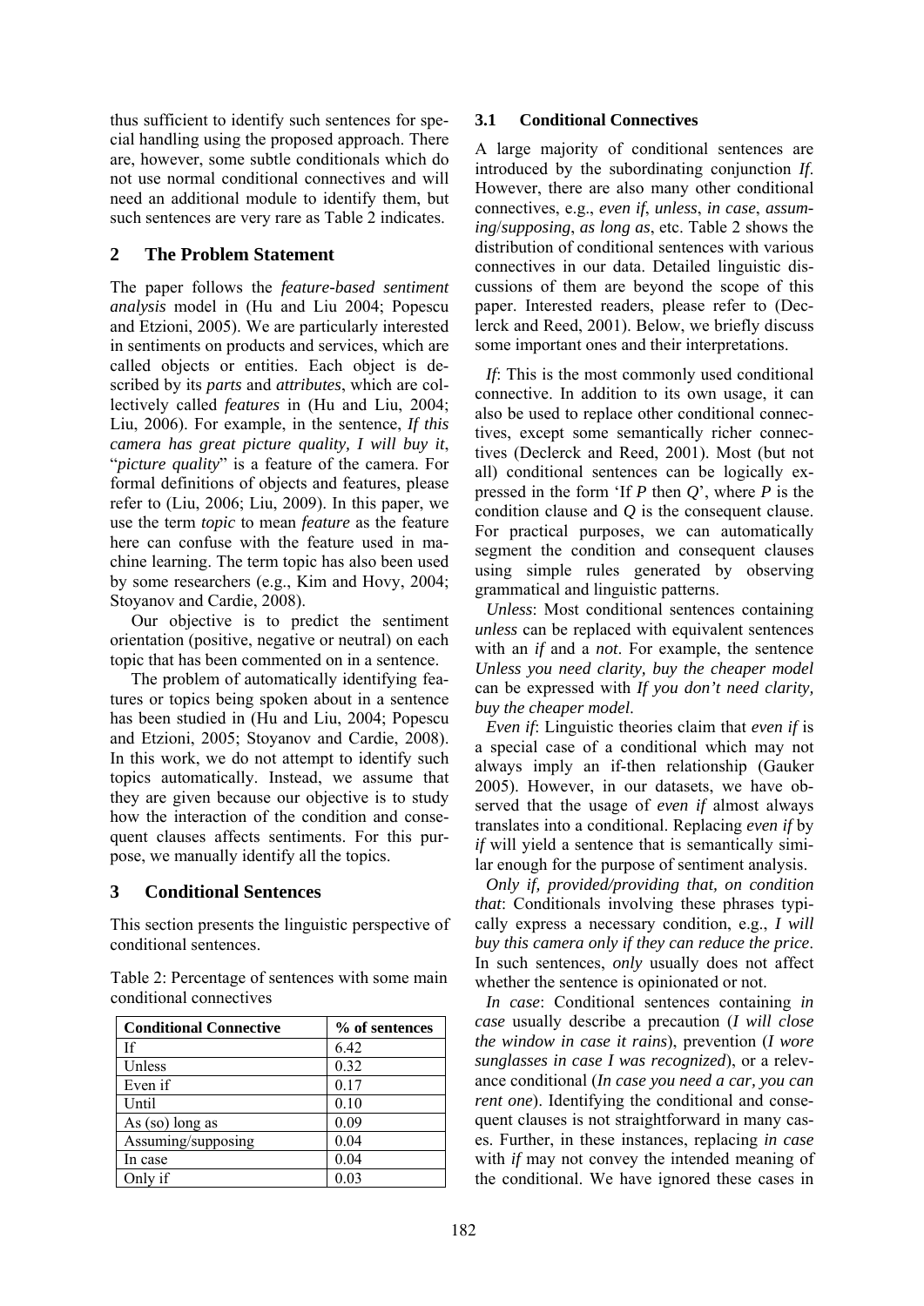thus sufficient to identify such sentences for special handling using the proposed approach. There are, however, some subtle conditionals which do not use normal conditional connectives and will need an additional module to identify them, but such sentences are very rare as Table 2 indicates.

## 2 The Problem Statement

The paper follows the *feature-based sentiment analysis* model in (Hu and Liu 2004; Popescu and Etzioni, 2005). We are particularly interested in sentiments on products and services, which are called objects or entities. Each object is described by its *parts* and *attributes*, which are collectively called *features* in (Hu and Liu, 2004; Liu, 2006). For example, in the sentence, *If this camera has great picture quality, I will buy it*, "*picture quality*" is a feature of the camera. For formal definitions of objects and features, please refer to (Liu, 2006; Liu, 2009). In this paper, we use the term *topic* to mean *feature* as the feature here can confuse with the feature used in machine learning. The term topic has also been used by some researchers (e.g., Kim and Hovy, 2004; Stoyanov and Cardie, 2008).

Our objective is to predict the sentiment orientation (positive, negative or neutral) on each topic that has been commented on in a sentence.

The problem of automatically identifying features or topics being spoken about in a sentence has been studied in (Hu and Liu, 2004; Popescu and Etzioni, 2005; Stoyanov and Cardie, 2008). In this work, we do not attempt to identify such topics automatically. Instead, we assume that they are given because our objective is to study how the interaction of the condition and consequent clauses affects sentiments. For this purpose, we manually identify all the topics.

## 3 Conditional Sentences

This section presents the linguistic perspective of conditional sentences.

Table 2: Percentage of sentences with some main conditional connectives

| Conditional Connective | % of sentences |
|---|---|
| If | 6.42 |
| Unless | 0.32 |
| Even if | 0.17 |
| Until | 0.10 |
| As (so) long as | 0.09 |
| Assuming/supposing | 0.04 |
| In case | 0.04 |
| Only if | 0.03 |

### 3.1 Conditional Connectives

A large majority of conditional sentences are introduced by the subordinating conjunction *If*. However, there are also many other conditional connectives, e.g., *even if*, *unless*, *in case*, *assuming*/*supposing*, *as long as*, etc. Table 2 shows the distribution of conditional sentences with various connectives in our data. Detailed linguistic discussions of them are beyond the scope of this paper. Interested readers, please refer to (Declerck and Reed, 2001). Below, we briefly discuss some important ones and their interpretations.

*If*: This is the most commonly used conditional connective. In addition to its own usage, it can also be used to replace other conditional connectives, except some semantically richer connectives (Declerck and Reed, 2001). Most (but not all) conditional sentences can be logically expressed in the form 'If *P* then *Q*', where *P* is the condition clause and *Q* is the consequent clause. For practical purposes, we can automatically segment the condition and consequent clauses using simple rules generated by observing grammatical and linguistic patterns.

*Unless*: Most conditional sentences containing *unless* can be replaced with equivalent sentences with an *if* and a *not*. For example, the sentence *Unless you need clarity, buy the cheaper model* can be expressed with *If you don't need clarity, buy the cheaper model*.

*Even if*: Linguistic theories claim that *even if* is a special case of a conditional which may not always imply an if-then relationship (Gauker 2005). However, in our datasets, we have observed that the usage of *even if* almost always translates into a conditional. Replacing *even if* by *if* will yield a sentence that is semantically similar enough for the purpose of sentiment analysis.

*Only if, provided/providing that, on condition that*: Conditionals involving these phrases typically express a necessary condition, e.g., *I will buy this camera only if they can reduce the price*. In such sentences, *only* usually does not affect whether the sentence is opinionated or not.

*In case*: Conditional sentences containing *in case* usually describe a precaution (*I will close the window in case it rains*), prevention (*I wore sunglasses in case I was recognized*), or a relevance conditional (*In case you need a car, you can rent one*). Identifying the conditional and consequent clauses is not straightforward in many cases. Further, in these instances, replacing *in case* with *if* may not convey the intended meaning of the conditional. We have ignored these cases in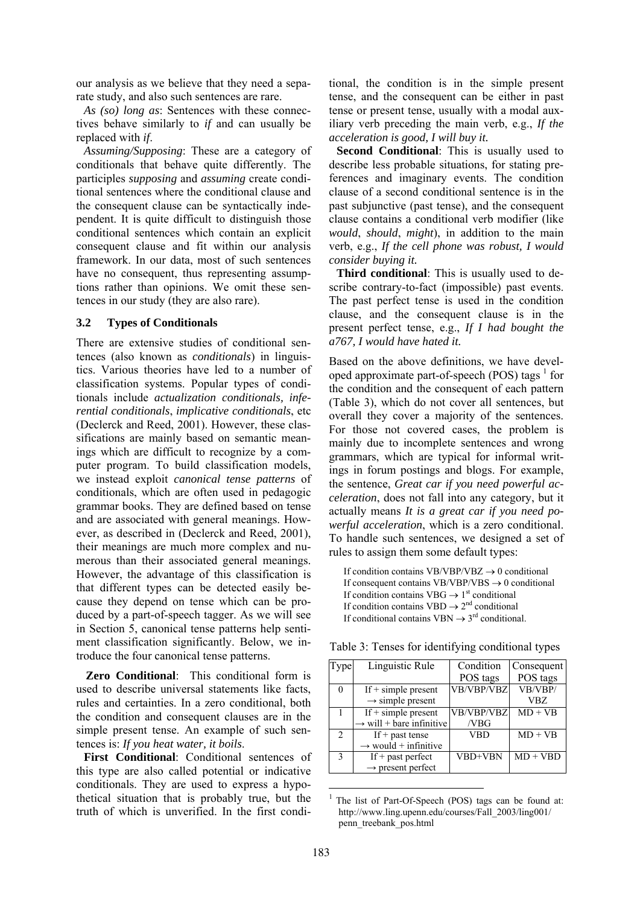our analysis as we believe that they need a separate study, and also such sentences are rare.

*As (so) long as*: Sentences with these connectives behave similarly to *if* and can usually be replaced with *if*.

*Assuming/Supposing*: These are a category of conditionals that behave quite differently. The participles *supposing* and *assuming* create conditional sentences where the conditional clause and the consequent clause can be syntactically independent. It is quite difficult to distinguish those conditional sentences which contain an explicit consequent clause and fit within our analysis framework. In our data, most of such sentences have no consequent, thus representing assumptions rather than opinions. We omit these sentences in our study (they are also rare).

### 3.2 Types of Conditionals

There are extensive studies of conditional sentences (also known as *conditionals*) in linguistics. Various theories have led to a number of classification systems. Popular types of conditionals include *actualization conditionals, inferential conditionals*, *implicative conditionals*, etc (Declerck and Reed, 2001). However, these classifications are mainly based on semantic meanings which are difficult to recognize by a computer program. To build classification models, we instead exploit *canonical tense patterns* of conditionals, which are often used in pedagogic grammar books. They are defined based on tense and are associated with general meanings. However, as described in (Declerck and Reed, 2001), their meanings are much more complex and numerous than their associated general meanings. However, the advantage of this classification is that different types can be detected easily because they depend on tense which can be produced by a part-of-speech tagger. As we will see in Section 5, canonical tense patterns help sentiment classification significantly. Below, we introduce the four canonical tense patterns.

**Zero Conditional**: This conditional form is used to describe universal statements like facts, rules and certainties. In a zero conditional, both the condition and consequent clauses are in the simple present tense. An example of such sentences is: *If you heat water, it boils*.

**First Conditional**: Conditional sentences of this type are also called potential or indicative conditionals. They are used to express a hypothetical situation that is probably true, but the truth of which is unverified. In the first conditional, the condition is in the simple present tense, and the consequent can be either in past tense or present tense, usually with a modal auxiliary verb preceding the main verb, e.g., *If the acceleration is good, I will buy it.*

**Second Conditional**: This is usually used to describe less probable situations, for stating preferences and imaginary events. The condition clause of a second conditional sentence is in the past subjunctive (past tense), and the consequent clause contains a conditional verb modifier (like *would*, *should*, *might*), in addition to the main verb, e.g., *If the cell phone was robust, I would consider buying it.*

**Third conditional**: This is usually used to describe contrary-to-fact (impossible) past events. The past perfect tense is used in the condition clause, and the consequent clause is in the present perfect tense, e.g., *If I had bought the a767, I would have hated it.*

Based on the above definitions, we have developed approximate part-of-speech (POS) tags [1] for the condition and the consequent of each pattern (Table 3), which do not cover all sentences, but overall they cover a majority of the sentences. For those not covered cases, the problem is mainly due to incomplete sentences and wrong grammars, which are typical for informal writings in forum postings and blogs. For example, the sentence, *Great car if you need powerful acceleration*, does not fall into any category, but it actually means *It is a great car if you need powerful acceleration*, which is a zero conditional. To handle such sentences, we designed a set of rules to assign them some default types:

If condition contains VB/VBP/VBZ → 0 conditional
If consequent contains VB/VBP/VBS → 0 conditional
If condition contains VBG → 1st conditional
If condition contains VBD → 2nd conditional
If conditional contains VBN → 3rd conditional.

Table 3: Tenses for identifying conditional types

| Type | Linguistic Rule | Condition POS tags | Consequent POS tags |
|---|---|---|---|
| 0 | If + simple present → simple present | VB/VBP/VBZ | VB/VBP/ VBZ |
| 1 | If + simple present → will + bare infinitive | VB/VBP/VBZ /VBG | MD + VB |
| 2 | If + past tense → would + infinitive | VBD | MD + VB |
| 3 | If + past perfect → present perfect | VBD+VBN | MD + VBD |

[1] The list of Part-Of-Speech (POS) tags can be found at: http://www.ling.upenn.edu/courses/Fall_2003/ling001/penn_treebank_pos.html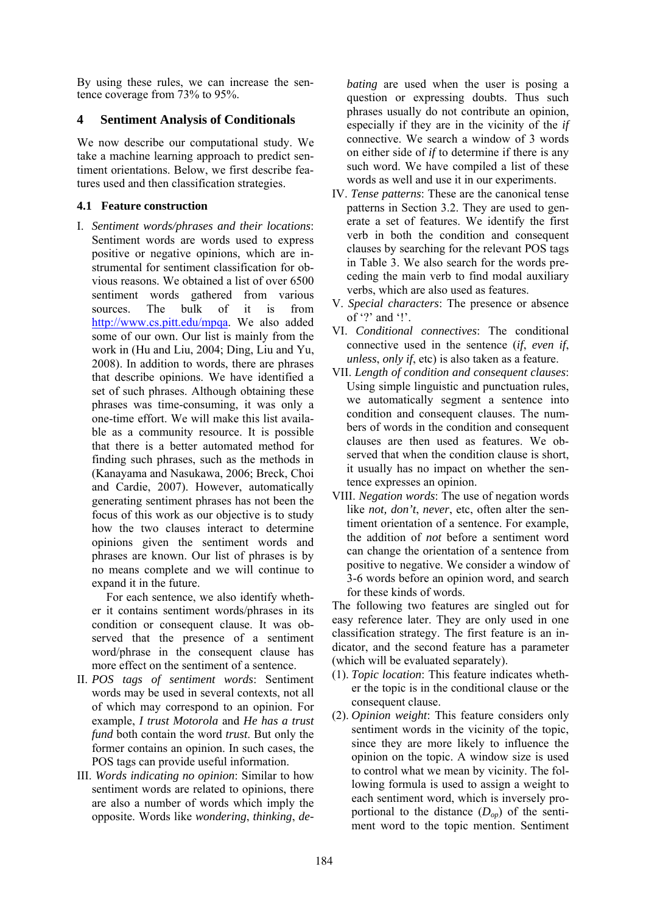By using these rules, we can increase the sentence coverage from 73% to 95%.

## 4 Sentiment Analysis of Conditionals

We now describe our computational study. We take a machine learning approach to predict sentiment orientations. Below, we first describe features used and then classification strategies.

### 4.1 Feature construction

I. *Sentiment words/phrases and their locations*: Sentiment words are words used to express positive or negative opinions, which are instrumental for sentiment classification for obvious reasons. We obtained a list of over 6500 sentiment words gathered from various sources. The bulk of it is from http://www.cs.pitt.edu/mpqa. We also added some of our own. Our list is mainly from the work in (Hu and Liu, 2004; Ding, Liu and Yu, 2008). In addition to words, there are phrases that describe opinions. We have identified a set of such phrases. Although obtaining these phrases was time-consuming, it was only a one-time effort. We will make this list available as a community resource. It is possible that there is a better automated method for finding such phrases, such as the methods in (Kanayama and Nasukawa, 2006; Breck, Choi and Cardie, 2007). However, automatically generating sentiment phrases has not been the focus of this work as our objective is to study how the two clauses interact to determine opinions given the sentiment words and phrases are known. Our list of phrases is by no means complete and we will continue to expand it in the future.

   For each sentence, we also identify whether it contains sentiment words/phrases in its condition or consequent clause. It was observed that the presence of a sentiment word/phrase in the consequent clause has more effect on the sentiment of a sentence.

II. *POS tags of sentiment words*: Sentiment words may be used in several contexts, not all of which may correspond to an opinion. For example, *I trust Motorola* and *He has a trust fund* both contain the word *trust*. But only the former contains an opinion. In such cases, the POS tags can provide useful information.

III. *Words indicating no opinion*: Similar to how sentiment words are related to opinions, there are also a number of words which imply the opposite. Words like *wondering*, *thinking*, *debating* are used when the user is posing a question or expressing doubts. Thus such phrases usually do not contribute an opinion, especially if they are in the vicinity of the *if* connective. We search a window of 3 words on either side of *if* to determine if there is any such word. We have compiled a list of these words as well and use it in our experiments.

IV. *Tense patterns*: These are the canonical tense patterns in Section 3.2. They are used to generate a set of features. We identify the first verb in both the condition and consequent clauses by searching for the relevant POS tags in Table 3. We also search for the words preceding the main verb to find modal auxiliary verbs, which are also used as features.

V. *Special characters*: The presence or absence of '?' and '!'.

VI. *Conditional connectives*: The conditional connective used in the sentence (*if*, *even if*, *unless*, *only if*, etc) is also taken as a feature.

VII. *Length of condition and consequent clauses*: Using simple linguistic and punctuation rules, we automatically segment a sentence into condition and consequent clauses. The numbers of words in the condition and consequent clauses are then used as features. We observed that when the condition clause is short, it usually has no impact on whether the sentence expresses an opinion.

VIII. *Negation words*: The use of negation words like *not*, *don't*, *never*, etc, often alter the sentiment orientation of a sentence. For example, the addition of *not* before a sentiment word can change the orientation of a sentence from positive to negative. We consider a window of 3-6 words before an opinion word, and search for these kinds of words.

The following two features are singled out for easy reference later. They are only used in one classification strategy. The first feature is an indicator, and the second feature has a parameter (which will be evaluated separately).

(1). *Topic location*: This feature indicates whether the topic is in the conditional clause or the consequent clause.

(2). *Opinion weight*: This feature considers only sentiment words in the vicinity of the topic, since they are more likely to influence the opinion on the topic. A window size is used to control what we mean by vicinity. The following formula is used to assign a weight to each sentiment word, which is inversely proportional to the distance ($D_{op}$) of the sentiment word to the topic mention. Sentiment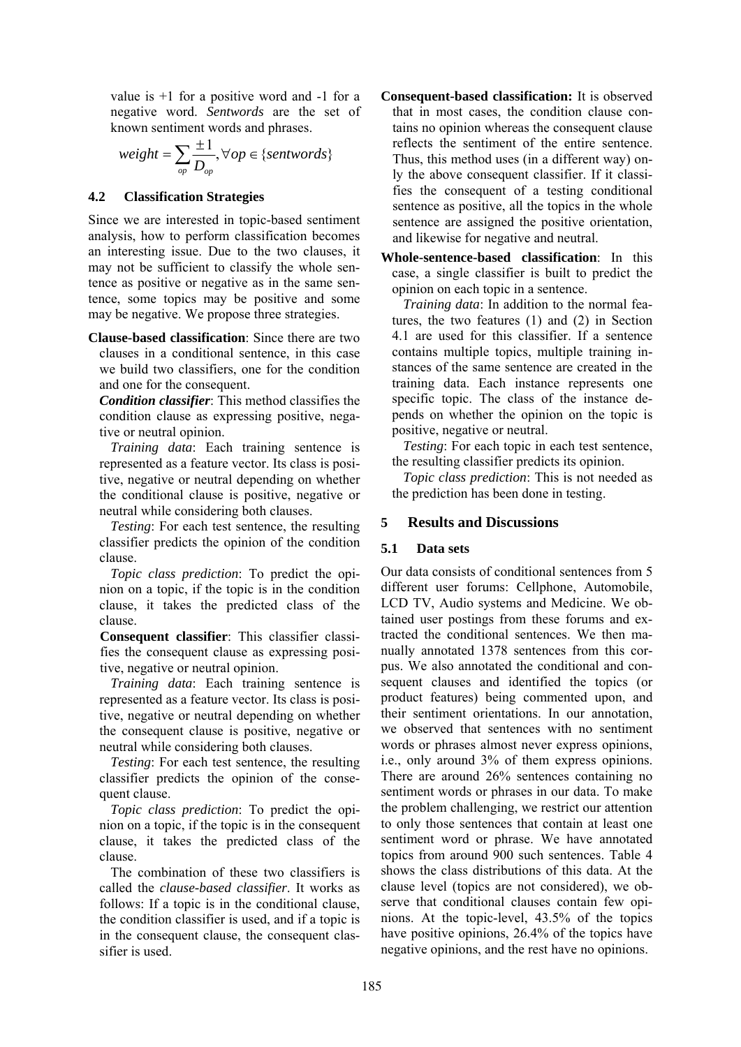value is +1 for a positive word and -1 for a negative word. *Sentwords* are the set of known sentiment words and phrases.

$$weight = \sum_{op} \frac{\pm 1}{D_{op}}, \forall op \in \{sentwords\}$$

### 4.2 Classification Strategies

Since we are interested in topic-based sentiment analysis, how to perform classification becomes an interesting issue. Due to the two clauses, it may not be sufficient to classify the whole sentence as positive or negative as in the same sentence, some topics may be positive and some may be negative. We propose three strategies.

**Clause-based classification**: Since there are two clauses in a conditional sentence, in this case we build two classifiers, one for the condition and one for the consequent.

***Condition classifier***: This method classifies the condition clause as expressing positive, negative or neutral opinion.

*Training data*: Each training sentence is represented as a feature vector. Its class is positive, negative or neutral depending on whether the conditional clause is positive, negative or neutral while considering both clauses.

*Testing*: For each test sentence, the resulting classifier predicts the opinion of the condition clause.

*Topic class prediction*: To predict the opinion on a topic, if the topic is in the condition clause, it takes the predicted class of the clause.

**Consequent classifier**: This classifier classifies the consequent clause as expressing positive, negative or neutral opinion.

*Training data*: Each training sentence is represented as a feature vector. Its class is positive, negative or neutral depending on whether the consequent clause is positive, negative or neutral while considering both clauses.

*Testing*: For each test sentence, the resulting classifier predicts the opinion of the consequent clause.

*Topic class prediction*: To predict the opinion on a topic, if the topic is in the consequent clause, it takes the predicted class of the clause.

The combination of these two classifiers is called the *clause-based classifier*. It works as follows: If a topic is in the conditional clause, the condition classifier is used, and if a topic is in the consequent clause, the consequent classifier is used.

**Consequent-based classification:** It is observed that in most cases, the condition clause contains no opinion whereas the consequent clause reflects the sentiment of the entire sentence. Thus, this method uses (in a different way) only the above consequent classifier. If it classifies the consequent of a testing conditional sentence as positive, all the topics in the whole sentence are assigned the positive orientation, and likewise for negative and neutral.

**Whole-sentence-based classification**: In this case, a single classifier is built to predict the opinion on each topic in a sentence.

*Training data*: In addition to the normal features, the two features (1) and (2) in Section 4.1 are used for this classifier. If a sentence contains multiple topics, multiple training instances of the same sentence are created in the training data. Each instance represents one specific topic. The class of the instance depends on whether the opinion on the topic is positive, negative or neutral.

*Testing*: For each topic in each test sentence, the resulting classifier predicts its opinion.

*Topic class prediction*: This is not needed as the prediction has been done in testing.

## 5 Results and Discussions

### 5.1 Data sets

Our data consists of conditional sentences from 5 different user forums: Cellphone, Automobile, LCD TV, Audio systems and Medicine. We obtained user postings from these forums and extracted the conditional sentences. We then manually annotated 1378 sentences from this corpus. We also annotated the conditional and consequent clauses and identified the topics (or product features) being commented upon, and their sentiment orientations. In our annotation, we observed that sentences with no sentiment words or phrases almost never express opinions, i.e., only around 3% of them express opinions. There are around 26% sentences containing no sentiment words or phrases in our data. To make the problem challenging, we restrict our attention to only those sentences that contain at least one sentiment word or phrase. We have annotated topics from around 900 such sentences. Table 4 shows the class distributions of this data. At the clause level (topics are not considered), we observe that conditional clauses contain few opinions. At the topic-level, 43.5% of the topics have positive opinions, 26.4% of the topics have negative opinions, and the rest have no opinions.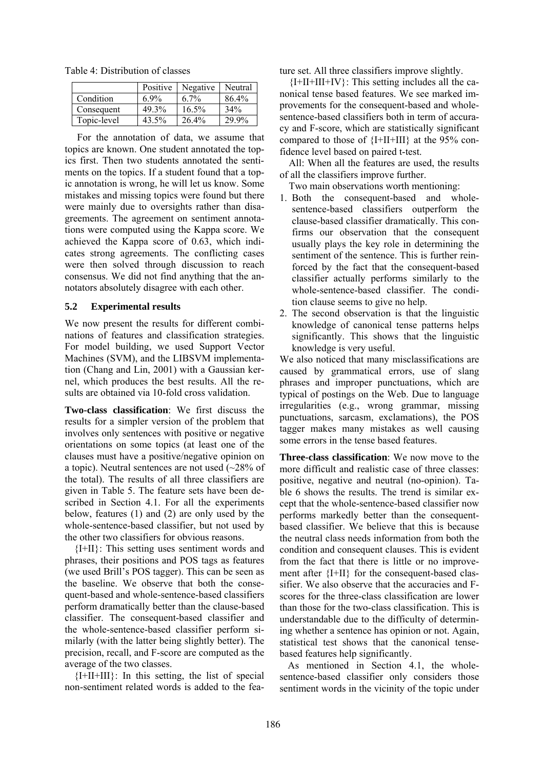Table 4: Distribution of classes

| | Positive | Negative | Neutral |
|---|---|---|---|
| Condition | 6.9% | 6.7% | 86.4% |
| Consequent | 49.3% | 16.5% | 34% |
| Topic-level | 43.5% | 26.4% | 29.9% |

For the annotation of data, we assume that topics are known. One student annotated the topics first. Then two students annotated the sentiments on the topics. If a student found that a topic annotation is wrong, he will let us know. Some mistakes and missing topics were found but there were mainly due to oversights rather than disagreements. The agreement on sentiment annotations were computed using the Kappa score. We achieved the Kappa score of 0.63, which indicates strong agreements. The conflicting cases were then solved through discussion to reach consensus. We did not find anything that the annotators absolutely disagree with each other.

### 5.2 Experimental results

We now present the results for different combinations of features and classification strategies. For model building, we used Support Vector Machines (SVM), and the LIBSVM implementation (Chang and Lin, 2001) with a Gaussian kernel, which produces the best results. All the results are obtained via 10-fold cross validation.

**Two-class classification**: We first discuss the results for a simpler version of the problem that involves only sentences with positive or negative orientations on some topics (at least one of the clauses must have a positive/negative opinion on a topic). Neutral sentences are not used (~28% of the total). The results of all three classifiers are given in Table 5. The feature sets have been described in Section 4.1. For all the experiments below, features (1) and (2) are only used by the whole-sentence-based classifier, but not used by the other two classifiers for obvious reasons.

{I+II}: This setting uses sentiment words and phrases, their positions and POS tags as features (we used Brill's POS tagger). This can be seen as the baseline. We observe that both the consequent-based and whole-sentence-based classifiers perform dramatically better than the clause-based classifier. The consequent-based classifier and the whole-sentence-based classifier perform similarly (with the latter being slightly better). The precision, recall, and F-score are computed as the average of the two classes.

{I+II+III}: In this setting, the list of special non-sentiment related words is added to the feature set. All three classifiers improve slightly.

{I+II+III+IV}: This setting includes all the canonical tense based features. We see marked improvements for the consequent-based and whole-sentence-based classifiers both in term of accuracy and F-score, which are statistically significant compared to those of {I+II+III} at the 95% confidence level based on paired t-test.

All: When all the features are used, the results of all the classifiers improve further.

Two main observations worth mentioning:

1. Both the consequent-based and whole-sentence-based classifiers outperform the clause-based classifier dramatically. This confirms our observation that the consequent usually plays the key role in determining the sentiment of the sentence. This is further reinforced by the fact that the consequent-based classifier actually performs similarly to the whole-sentence-based classifier. The condition clause seems to give no help.
2. The second observation is that the linguistic knowledge of canonical tense patterns helps significantly. This shows that the linguistic knowledge is very useful.

We also noticed that many misclassifications are caused by grammatical errors, use of slang phrases and improper punctuations, which are typical of postings on the Web. Due to language irregularities (e.g., wrong grammar, missing punctuations, sarcasm, exclamations), the POS tagger makes many mistakes as well causing some errors in the tense based features.

**Three-class classification**: We now move to the more difficult and realistic case of three classes: positive, negative and neutral (no-opinion). Table 6 shows the results. The trend is similar except that the whole-sentence-based classifier now performs markedly better than the consequent-based classifier. We believe that this is because the neutral class needs information from both the condition and consequent clauses. This is evident from the fact that there is little or no improvement after {I+II} for the consequent-based classifier. We also observe that the accuracies and F-scores for the three-class classification are lower than those for the two-class classification. This is understandable due to the difficulty of determining whether a sentence has opinion or not. Again, statistical test shows that the canonical tense-based features help significantly.

As mentioned in Section 4.1, the whole-sentence-based classifier only considers those sentiment words in the vicinity of the topic under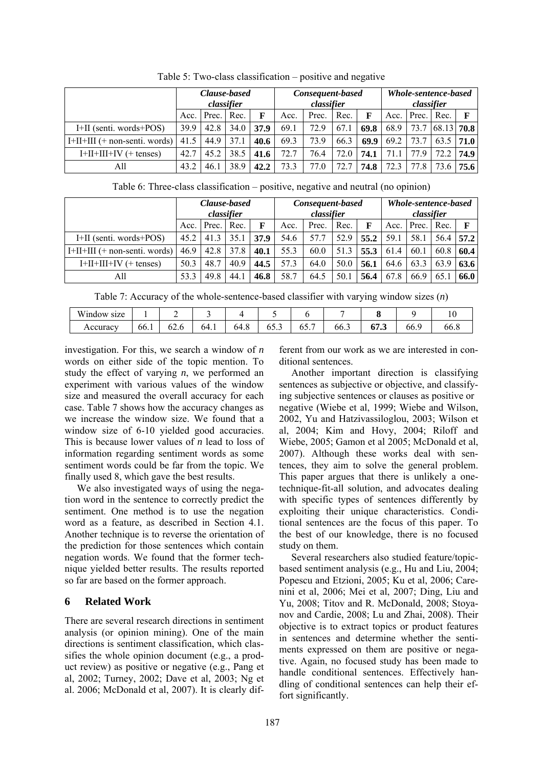Table 5: Two-class classification – positive and negative

| | Clause-based classifier | | | | Consequent-based classifier | | | | Whole-sentence-based classifier | | | |
|---|---|---|---|---|---|---|---|---|---|---|---|---|
| | Acc. | Prec. | Rec. | F | Acc. | Prec. | Rec. | F | Acc. | Prec. | Rec. | F |
| I+II (senti. words+POS) | 39.9 | 42.8 | 34.0 | **37.9** | 69.1 | 72.9 | 67.1 | **69.8** | 68.9 | 73.7 | 68.13 | **70.8** |
| I+II+III (+ non-senti. words) | 41.5 | 44.9 | 37.1 | **40.6** | 69.3 | 73.9 | 66.3 | **69.9** | 69.2 | 73.7 | 63.5 | **71.0** |
| I+II+III+IV (+ tenses) | 42.7 | 45.2 | 38.5 | **41.6** | 72.7 | 76.4 | 72.0 | **74.1** | 71.1 | 77.9 | 72.2 | **74.9** |
| All | 43.2 | 46.1 | 38.9 | **42.2** | 73.3 | 77.0 | 72.7 | **74.8** | 72.3 | 77.8 | 73.6 | **75.6** |

Table 6: Three-class classification – positive, negative and neutral (no opinion)

| | Clause-based classifier | | | | Consequent-based classifier | | | | Whole-sentence-based classifier | | | |
|---|---|---|---|---|---|---|---|---|---|---|---|---|
| | Acc. | Prec. | Rec. | F | Acc. | Prec. | Rec. | F | Acc. | Prec. | Rec. | F |
| I+II (senti. words+POS) | 45.2 | 41.3 | 35.1 | **37.9** | 54.6 | 57.7 | 52.9 | **55.2** | 59.1 | 58.1 | 56.4 | **57.2** |
| I+II+III (+ non-senti. words) | 46.9 | 42.8 | 37.8 | **40.1** | 55.3 | 60.0 | 51.3 | **55.3** | 61.4 | 60.1 | 60.8 | **60.4** |
| I+II+III+IV (+ tenses) | 50.3 | 48.7 | 40.9 | **44.5** | 57.3 | 64.0 | 50.0 | **56.1** | 64.6 | 63.3 | 63.9 | **63.6** |
| All | 53.3 | 49.8 | 44.1 | **46.8** | 58.7 | 64.5 | 50.1 | **56.4** | 67.8 | 66.9 | 65.1 | **66.0** |

Table 7: Accuracy of the whole-sentence-based classifier with varying window sizes (*n*)

| Window size | 1 | 2 | 3 | 4 | 5 | 6 | 7 | **8** | 9 | 10 |
|---|---|---|---|---|---|---|---|---|---|---|
| Accuracy | 66.1 | 62.6 | 64.1 | 64.8 | 65.3 | 65.7 | 66.3 | **67.3** | 66.9 | 66.8 |

investigation. For this, we search a window of *n* words on either side of the topic mention. To study the effect of varying *n*, we performed an experiment with various values of the window size and measured the overall accuracy for each case. Table 7 shows how the accuracy changes as we increase the window size. We found that a window size of 6-10 yielded good accuracies. This is because lower values of *n* lead to loss of information regarding sentiment words as some sentiment words could be far from the topic. We finally used 8, which gave the best results.

We also investigated ways of using the negation word in the sentence to correctly predict the sentiment. One method is to use the negation word as a feature, as described in Section 4.1. Another technique is to reverse the orientation of the prediction for those sentences which contain negation words. We found that the former technique yielded better results. The results reported so far are based on the former approach.

## 6 Related Work

There are several research directions in sentiment analysis (or opinion mining). One of the main directions is sentiment classification, which classifies the whole opinion document (e.g., a product review) as positive or negative (e.g., Pang et al, 2002; Turney, 2002; Dave et al, 2003; Ng et al. 2006; McDonald et al, 2007). It is clearly different from our work as we are interested in conditional sentences.

Another important direction is classifying sentences as subjective or objective, and classifying subjective sentences or clauses as positive or negative (Wiebe et al, 1999; Wiebe and Wilson, 2002, Yu and Hatzivassiloglou, 2003; Wilson et al, 2004; Kim and Hovy, 2004; Riloff and Wiebe, 2005; Gamon et al 2005; McDonald et al, 2007). Although these works deal with sentences, they aim to solve the general problem. This paper argues that there is unlikely a one-technique-fit-all solution, and advocates dealing with specific types of sentences differently by exploiting their unique characteristics. Conditional sentences are the focus of this paper. To the best of our knowledge, there is no focused study on them.

Several researchers also studied feature/topic-based sentiment analysis (e.g., Hu and Liu, 2004; Popescu and Etzioni, 2005; Ku et al, 2006; Carenini et al, 2006; Mei et al, 2007; Ding, Liu and Yu, 2008; Titov and R. McDonald, 2008; Stoyanov and Cardie, 2008; Lu and Zhai, 2008). Their objective is to extract topics or product features in sentences and determine whether the sentiments expressed on them are positive or negative. Again, no focused study has been made to handle conditional sentences. Effectively handling of conditional sentences can help their effort significantly.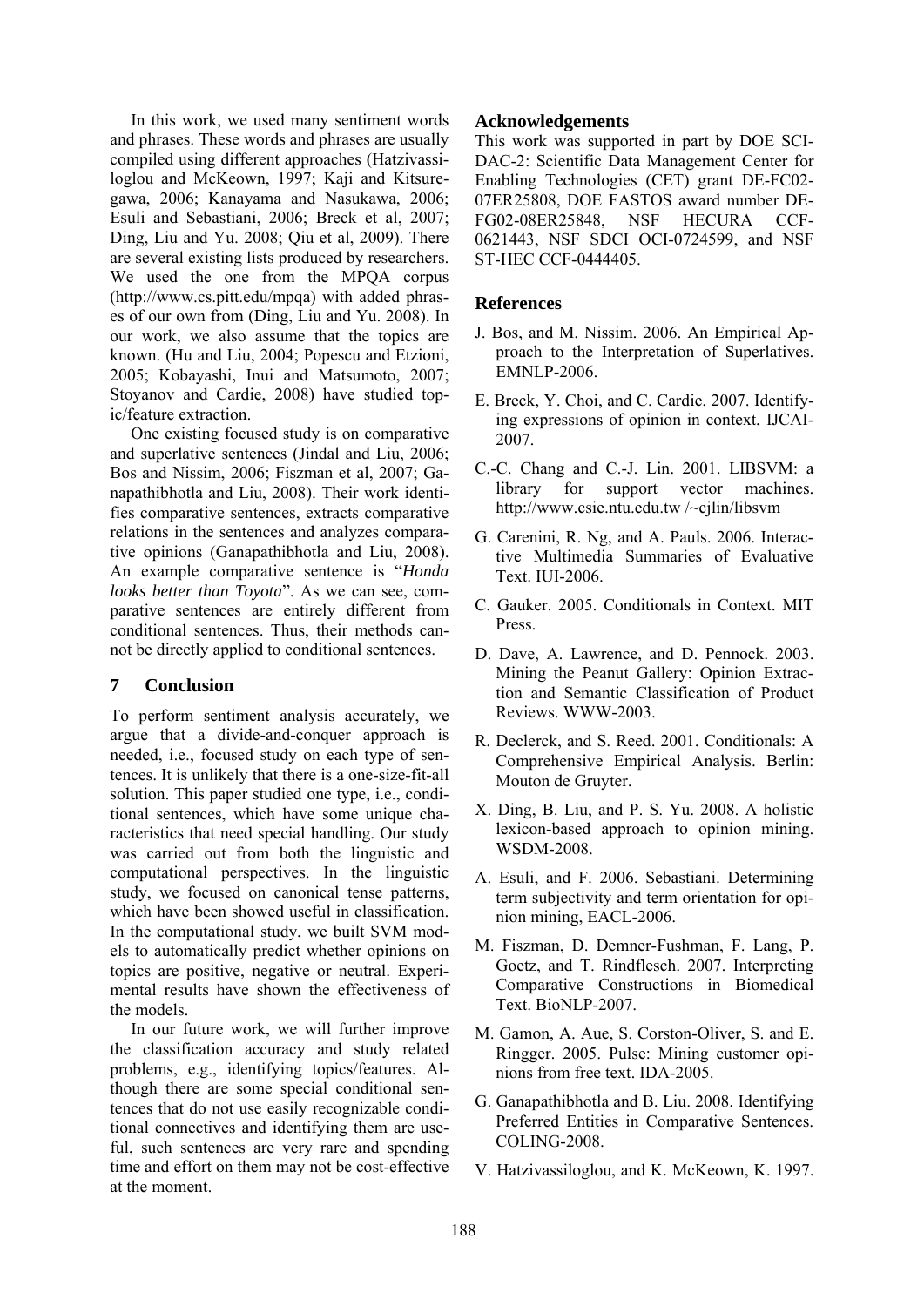In this work, we used many sentiment words and phrases. These words and phrases are usually compiled using different approaches (Hatzivassiloglou and McKeown, 1997; Kaji and Kitsuregawa, 2006; Kanayama and Nasukawa, 2006; Esuli and Sebastiani, 2006; Breck et al, 2007; Ding, Liu and Yu. 2008; Qiu et al, 2009). There are several existing lists produced by researchers. We used the one from the MPQA corpus (http://www.cs.pitt.edu/mpqa) with added phrases of our own from (Ding, Liu and Yu. 2008). In our work, we also assume that the topics are known. (Hu and Liu, 2004; Popescu and Etzioni, 2005; Kobayashi, Inui and Matsumoto, 2007; Stoyanov and Cardie, 2008) have studied topic/feature extraction.

One existing focused study is on comparative and superlative sentences (Jindal and Liu, 2006; Bos and Nissim, 2006; Fiszman et al, 2007; Ganapathibhotla and Liu, 2008). Their work identifies comparative sentences, extracts comparative relations in the sentences and analyzes comparative opinions (Ganapathibhotla and Liu, 2008). An example comparative sentence is "*Honda looks better than Toyota*". As we can see, comparative sentences are entirely different from conditional sentences. Thus, their methods cannot be directly applied to conditional sentences.

## 7 Conclusion

To perform sentiment analysis accurately, we argue that a divide-and-conquer approach is needed, i.e., focused study on each type of sentences. It is unlikely that there is a one-size-fit-all solution. This paper studied one type, i.e., conditional sentences, which have some unique characteristics that need special handling. Our study was carried out from both the linguistic and computational perspectives. In the linguistic study, we focused on canonical tense patterns, which have been showed useful in classification. In the computational study, we built SVM models to automatically predict whether opinions on topics are positive, negative or neutral. Experimental results have shown the effectiveness of the models.

In our future work, we will further improve the classification accuracy and study related problems, e.g., identifying topics/features. Although there are some special conditional sentences that do not use easily recognizable conditional connectives and identifying them are useful, such sentences are very rare and spending time and effort on them may not be cost-effective at the moment.

## Acknowledgements

This work was supported in part by DOE SCI-DAC-2: Scientific Data Management Center for Enabling Technologies (CET) grant DE-FC02-07ER25808, DOE FASTOS award number DE-FG02-08ER25848, NSF HECURA CCF-0621443, NSF SDCI OCI-0724599, and NSF ST-HEC CCF-0444405.

## References

J. Bos, and M. Nissim. 2006. An Empirical Approach to the Interpretation of Superlatives. EMNLP-2006.

E. Breck, Y. Choi, and C. Cardie. 2007. Identifying expressions of opinion in context, IJCAI-2007.

C.-C. Chang and C.-J. Lin. 2001. LIBSVM: a library for support vector machines. http://www.csie.ntu.edu.tw /~cjlin/libsvm

G. Carenini, R. Ng, and A. Pauls. 2006. Interactive Multimedia Summaries of Evaluative Text. IUI-2006.

C. Gauker. 2005. Conditionals in Context. MIT Press.

D. Dave, A. Lawrence, and D. Pennock. 2003. Mining the Peanut Gallery: Opinion Extraction and Semantic Classification of Product Reviews. WWW-2003.

R. Declerck, and S. Reed. 2001. Conditionals: A Comprehensive Empirical Analysis. Berlin: Mouton de Gruyter.

X. Ding, B. Liu, and P. S. Yu. 2008. A holistic lexicon-based approach to opinion mining. WSDM-2008.

A. Esuli, and F. 2006. Sebastiani. Determining term subjectivity and term orientation for opinion mining, EACL-2006.

M. Fiszman, D. Demner-Fushman, F. Lang, P. Goetz, and T. Rindflesch. 2007. Interpreting Comparative Constructions in Biomedical Text. BioNLP-2007.

M. Gamon, A. Aue, S. Corston-Oliver, S. and E. Ringger. 2005. Pulse: Mining customer opinions from free text. IDA-2005.

G. Ganapathibhotla and B. Liu. 2008. Identifying Preferred Entities in Comparative Sentences. COLING-2008.

V. Hatzivassiloglou, and K. McKeown, K. 1997.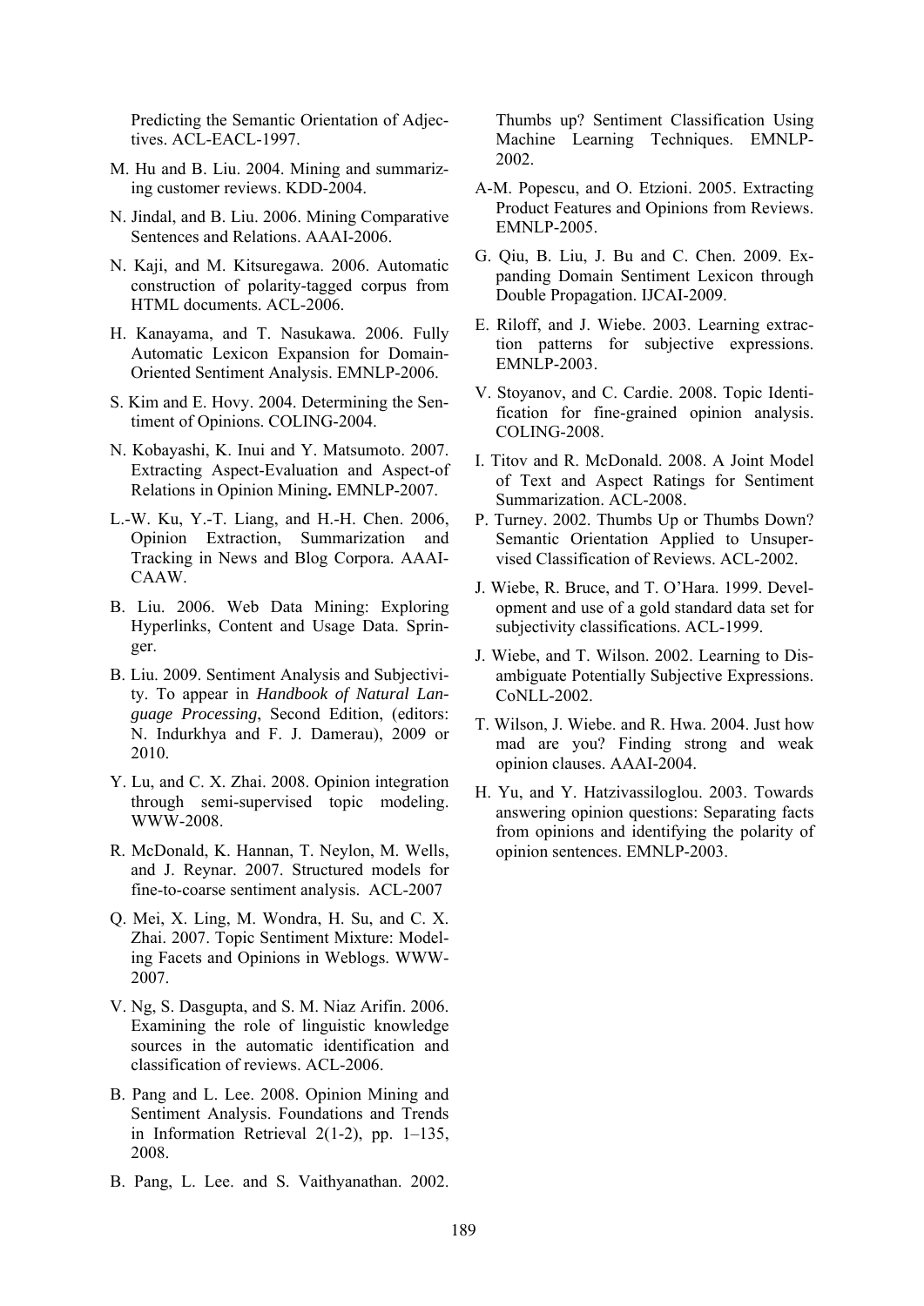Predicting the Semantic Orientation of Adjectives. ACL-EACL-1997.

M. Hu and B. Liu. 2004. Mining and summarizing customer reviews. KDD-2004.

N. Jindal, and B. Liu. 2006. Mining Comparative Sentences and Relations. AAAI-2006.

N. Kaji, and M. Kitsuregawa. 2006. Automatic construction of polarity-tagged corpus from HTML documents. ACL-2006.

H. Kanayama, and T. Nasukawa. 2006. Fully Automatic Lexicon Expansion for Domain-Oriented Sentiment Analysis. EMNLP-2006.

S. Kim and E. Hovy. 2004. Determining the Sentiment of Opinions. COLING-2004.

N. Kobayashi, K. Inui and Y. Matsumoto. 2007. Extracting Aspect-Evaluation and Aspect-of Relations in Opinion Mining**.** EMNLP-2007.

L.-W. Ku, Y.-T. Liang, and H.-H. Chen. 2006, Opinion Extraction, Summarization and Tracking in News and Blog Corpora. AAAI-CAAW.

B. Liu. 2006. Web Data Mining: Exploring Hyperlinks, Content and Usage Data. Springer.

B. Liu. 2009. Sentiment Analysis and Subjectivity. To appear in *Handbook of Natural Language Processing*, Second Edition, (editors: N. Indurkhya and F. J. Damerau), 2009 or 2010.

Y. Lu, and C. X. Zhai. 2008. Opinion integration through semi-supervised topic modeling. WWW-2008.

R. McDonald, K. Hannan, T. Neylon, M. Wells, and J. Reynar. 2007. Structured models for fine-to-coarse sentiment analysis. ACL-2007

Q. Mei, X. Ling, M. Wondra, H. Su, and C. X. Zhai. 2007. Topic Sentiment Mixture: Modeling Facets and Opinions in Weblogs. WWW-2007.

V. Ng, S. Dasgupta, and S. M. Niaz Arifin. 2006. Examining the role of linguistic knowledge sources in the automatic identification and classification of reviews. ACL-2006.

B. Pang and L. Lee. 2008. Opinion Mining and Sentiment Analysis. Foundations and Trends in Information Retrieval 2(1-2), pp. 1–135, 2008.

B. Pang, L. Lee. and S. Vaithyanathan. 2002. Thumbs up? Sentiment Classification Using Machine Learning Techniques. EMNLP-2002.

A-M. Popescu, and O. Etzioni. 2005. Extracting Product Features and Opinions from Reviews. EMNLP-2005.

G. Qiu, B. Liu, J. Bu and C. Chen. 2009. Expanding Domain Sentiment Lexicon through Double Propagation. IJCAI-2009.

E. Riloff, and J. Wiebe. 2003. Learning extraction patterns for subjective expressions. EMNLP-2003.

V. Stoyanov, and C. Cardie. 2008. Topic Identification for fine-grained opinion analysis. COLING-2008.

I. Titov and R. McDonald. 2008. A Joint Model of Text and Aspect Ratings for Sentiment Summarization. ACL-2008.

P. Turney. 2002. Thumbs Up or Thumbs Down? Semantic Orientation Applied to Unsupervised Classification of Reviews. ACL-2002.

J. Wiebe, R. Bruce, and T. O'Hara. 1999. Development and use of a gold standard data set for subjectivity classifications. ACL-1999.

J. Wiebe, and T. Wilson. 2002. Learning to Disambiguate Potentially Subjective Expressions. CoNLL-2002.

T. Wilson, J. Wiebe. and R. Hwa. 2004. Just how mad are you? Finding strong and weak opinion clauses. AAAI-2004.

H. Yu, and Y. Hatzivassiloglou. 2003. Towards answering opinion questions: Separating facts from opinions and identifying the polarity of opinion sentences. EMNLP-2003.